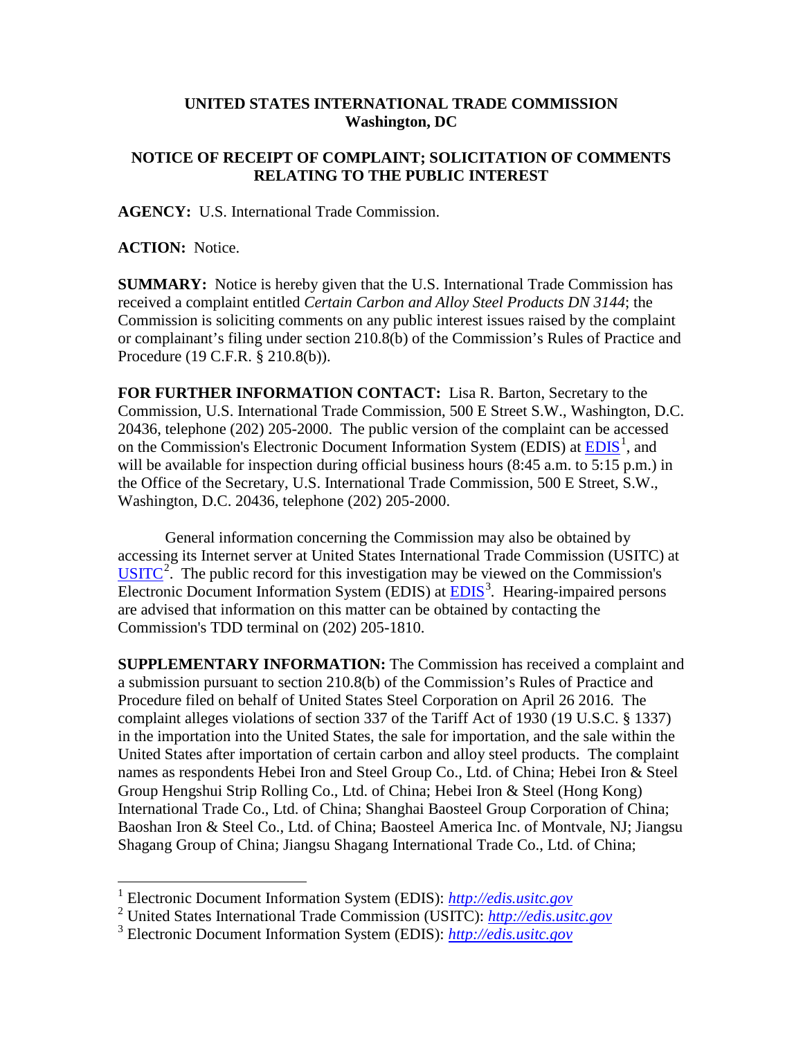**UNITED STATES INTERNATIONAL TRADE COMMISSION**
**Washington, DC**

**NOTICE OF RECEIPT OF COMPLAINT; SOLICITATION OF COMMENTS RELATING TO THE PUBLIC INTEREST**

**AGENCY:** U.S. International Trade Commission.

**ACTION:** Notice.

**SUMMARY:** Notice is hereby given that the U.S. International Trade Commission has received a complaint entitled *Certain Carbon and Alloy Steel Products DN 3144*; the Commission is soliciting comments on any public interest issues raised by the complaint or complainant's filing under section 210.8(b) of the Commission's Rules of Practice and Procedure (19 C.F.R. § 210.8(b)).

**FOR FURTHER INFORMATION CONTACT:** Lisa R. Barton, Secretary to the Commission, U.S. International Trade Commission, 500 E Street S.W., Washington, D.C. 20436, telephone (202) 205-2000. The public version of the complaint can be accessed on the Commission's Electronic Document Information System (EDIS) at EDIS[1], and will be available for inspection during official business hours (8:45 a.m. to 5:15 p.m.) in the Office of the Secretary, U.S. International Trade Commission, 500 E Street, S.W., Washington, D.C. 20436, telephone (202) 205-2000.

General information concerning the Commission may also be obtained by accessing its Internet server at United States International Trade Commission (USITC) at USITC[2]. The public record for this investigation may be viewed on the Commission's Electronic Document Information System (EDIS) at EDIS[3]. Hearing-impaired persons are advised that information on this matter can be obtained by contacting the Commission's TDD terminal on (202) 205-1810.

**SUPPLEMENTARY INFORMATION:** The Commission has received a complaint and a submission pursuant to section 210.8(b) of the Commission's Rules of Practice and Procedure filed on behalf of United States Steel Corporation on April 26 2016. The complaint alleges violations of section 337 of the Tariff Act of 1930 (19 U.S.C. § 1337) in the importation into the United States, the sale for importation, and the sale within the United States after importation of certain carbon and alloy steel products. The complaint names as respondents Hebei Iron and Steel Group Co., Ltd. of China; Hebei Iron & Steel Group Hengshui Strip Rolling Co., Ltd. of China; Hebei Iron & Steel (Hong Kong) International Trade Co., Ltd. of China; Shanghai Baosteel Group Corporation of China; Baoshan Iron & Steel Co., Ltd. of China; Baosteel America Inc. of Montvale, NJ; Jiangsu Shagang Group of China; Jiangsu Shagang International Trade Co., Ltd. of China;

---

[1] Electronic Document Information System (EDIS): *http://edis.usitc.gov*

[2] United States International Trade Commission (USITC): *http://edis.usitc.gov*

[3] Electronic Document Information System (EDIS): *http://edis.usitc.gov*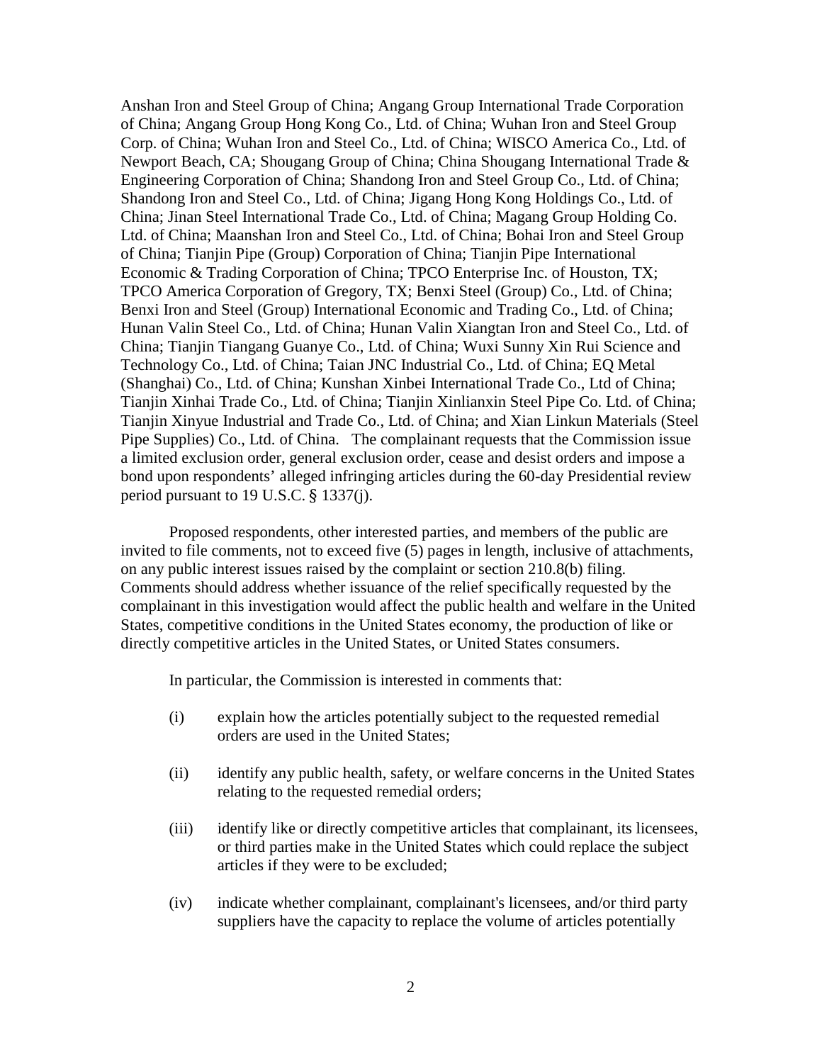Anshan Iron and Steel Group of China; Angang Group International Trade Corporation of China; Angang Group Hong Kong Co., Ltd. of China; Wuhan Iron and Steel Group Corp. of China; Wuhan Iron and Steel Co., Ltd. of China; WISCO America Co., Ltd. of Newport Beach, CA; Shougang Group of China; China Shougang International Trade & Engineering Corporation of China; Shandong Iron and Steel Group Co., Ltd. of China; Shandong Iron and Steel Co., Ltd. of China; Jigang Hong Kong Holdings Co., Ltd. of China; Jinan Steel International Trade Co., Ltd. of China; Magang Group Holding Co. Ltd. of China; Maanshan Iron and Steel Co., Ltd. of China; Bohai Iron and Steel Group of China; Tianjin Pipe (Group) Corporation of China; Tianjin Pipe International Economic & Trading Corporation of China; TPCO Enterprise Inc. of Houston, TX; TPCO America Corporation of Gregory, TX; Benxi Steel (Group) Co., Ltd. of China; Benxi Iron and Steel (Group) International Economic and Trading Co., Ltd. of China; Hunan Valin Steel Co., Ltd. of China; Hunan Valin Xiangtan Iron and Steel Co., Ltd. of China; Tianjin Tiangang Guanye Co., Ltd. of China; Wuxi Sunny Xin Rui Science and Technology Co., Ltd. of China; Taian JNC Industrial Co., Ltd. of China; EQ Metal (Shanghai) Co., Ltd. of China; Kunshan Xinbei International Trade Co., Ltd of China; Tianjin Xinhai Trade Co., Ltd. of China; Tianjin Xinlianxin Steel Pipe Co. Ltd. of China; Tianjin Xinyue Industrial and Trade Co., Ltd. of China; and Xian Linkun Materials (Steel Pipe Supplies) Co., Ltd. of China. The complainant requests that the Commission issue a limited exclusion order, general exclusion order, cease and desist orders and impose a bond upon respondents' alleged infringing articles during the 60-day Presidential review period pursuant to 19 U.S.C. § 1337(j).

Proposed respondents, other interested parties, and members of the public are invited to file comments, not to exceed five (5) pages in length, inclusive of attachments, on any public interest issues raised by the complaint or section 210.8(b) filing. Comments should address whether issuance of the relief specifically requested by the complainant in this investigation would affect the public health and welfare in the United States, competitive conditions in the United States economy, the production of like or directly competitive articles in the United States, or United States consumers.

In particular, the Commission is interested in comments that:

(i) explain how the articles potentially subject to the requested remedial orders are used in the United States;

(ii) identify any public health, safety, or welfare concerns in the United States relating to the requested remedial orders;

(iii) identify like or directly competitive articles that complainant, its licensees, or third parties make in the United States which could replace the subject articles if they were to be excluded;

(iv) indicate whether complainant, complainant's licensees, and/or third party suppliers have the capacity to replace the volume of articles potentially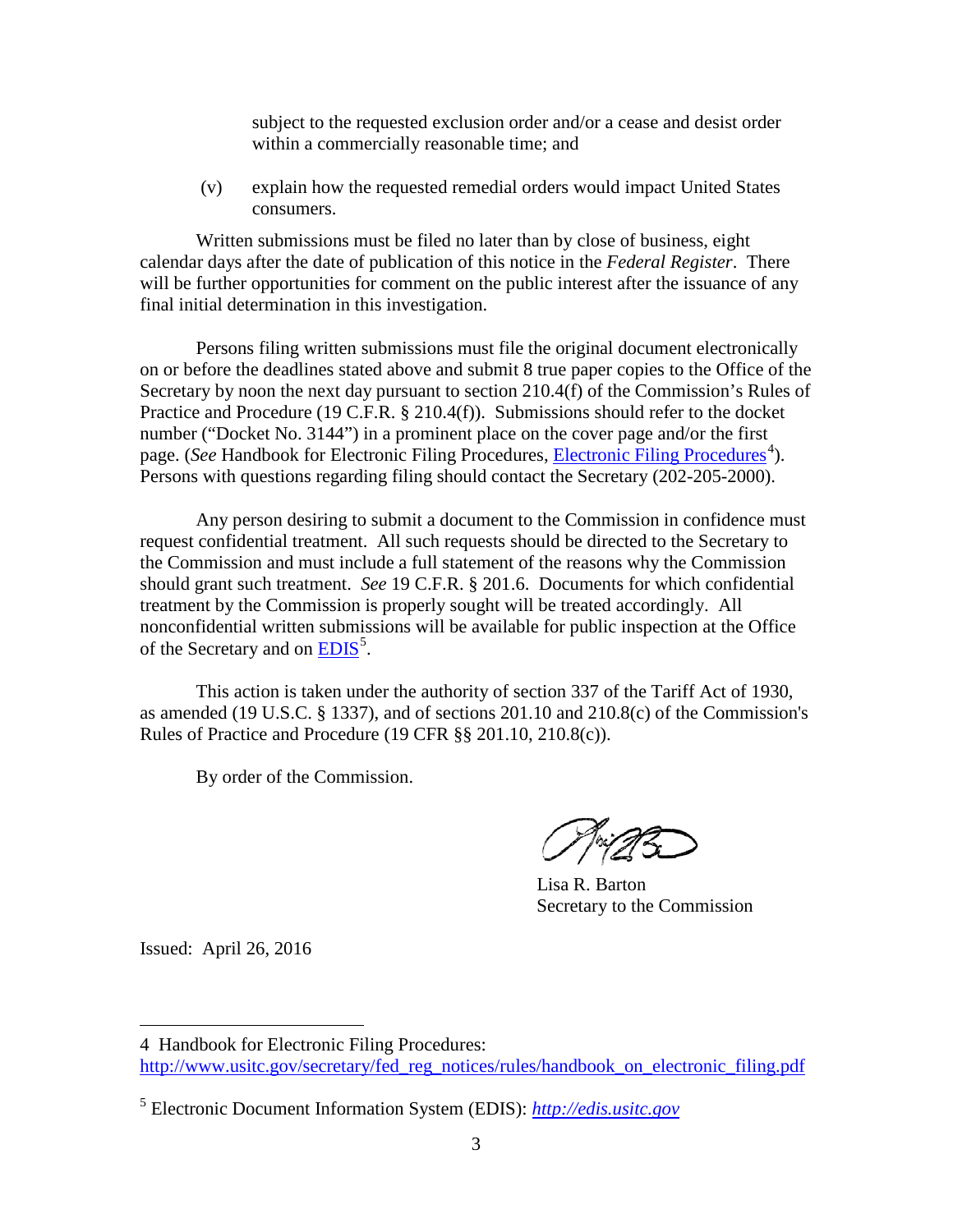subject to the requested exclusion order and/or a cease and desist order within a commercially reasonable time; and

(v) explain how the requested remedial orders would impact United States consumers.

Written submissions must be filed no later than by close of business, eight calendar days after the date of publication of this notice in the *Federal Register*. There will be further opportunities for comment on the public interest after the issuance of any final initial determination in this investigation.

Persons filing written submissions must file the original document electronically on or before the deadlines stated above and submit 8 true paper copies to the Office of the Secretary by noon the next day pursuant to section 210.4(f) of the Commission's Rules of Practice and Procedure (19 C.F.R. § 210.4(f)). Submissions should refer to the docket number ("Docket No. 3144") in a prominent place on the cover page and/or the first page. (*See* Handbook for Electronic Filing Procedures, Electronic Filing Procedures[4]). Persons with questions regarding filing should contact the Secretary (202-205-2000).

Any person desiring to submit a document to the Commission in confidence must request confidential treatment. All such requests should be directed to the Secretary to the Commission and must include a full statement of the reasons why the Commission should grant such treatment. *See* 19 C.F.R. § 201.6. Documents for which confidential treatment by the Commission is properly sought will be treated accordingly. All nonconfidential written submissions will be available for public inspection at the Office of the Secretary and on EDIS[5].

This action is taken under the authority of section 337 of the Tariff Act of 1930, as amended (19 U.S.C. § 1337), and of sections 201.10 and 210.8(c) of the Commission's Rules of Practice and Procedure (19 CFR §§ 201.10, 210.8(c)).

By order of the Commission.

Lisa R. Barton
Secretary to the Commission

Issued: April 26, 2016

---

4 Handbook for Electronic Filing Procedures: http://www.usitc.gov/secretary/fed_reg_notices/rules/handbook_on_electronic_filing.pdf

5 Electronic Document Information System (EDIS): *http://edis.usitc.gov*